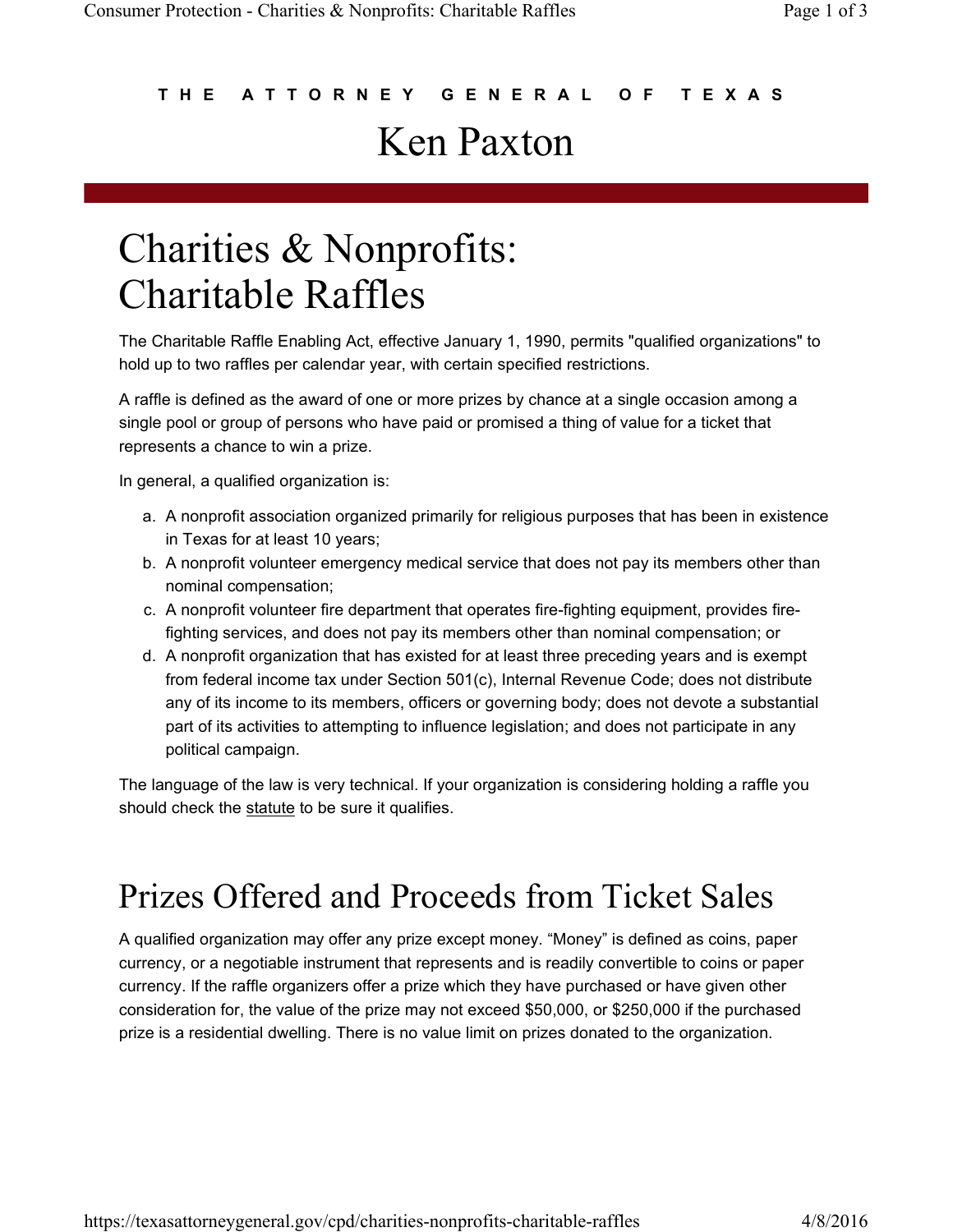THE ATTORNEY GENERAL OF TEXAS

# Ken Paxton

## Charities & Nonprofits: Charitable Raffles

The Charitable Raffle Enabling Act, effective January 1, 1990, permits "qualified organizations" to hold up to two raffles per calendar year, with certain specified restrictions.

A raffle is defined as the award of one or more prizes by chance at a single occasion among a single pool or group of persons who have paid or promised a thing of value for a ticket that represents a chance to win a prize.

In general, a qualified organization is:

a. A nonprofit association organized primarily for religious purposes that has been in existence in Texas for at least 10 years;
b. A nonprofit volunteer emergency medical service that does not pay its members other than nominal compensation;
c. A nonprofit volunteer fire department that operates fire-fighting equipment, provides fire-fighting services, and does not pay its members other than nominal compensation; or
d. A nonprofit organization that has existed for at least three preceding years and is exempt from federal income tax under Section 501(c), Internal Revenue Code; does not distribute any of its income to its members, officers or governing body; does not devote a substantial part of its activities to attempting to influence legislation; and does not participate in any political campaign.

The language of the law is very technical. If your organization is considering holding a raffle you should check the statute to be sure it qualifies.

## Prizes Offered and Proceeds from Ticket Sales

A qualified organization may offer any prize except money. "Money" is defined as coins, paper currency, or a negotiable instrument that represents and is readily convertible to coins or paper currency. If the raffle organizers offer a prize which they have purchased or have given other consideration for, the value of the prize may not exceed $50,000, or $250,000 if the purchased prize is a residential dwelling. There is no value limit on prizes donated to the organization.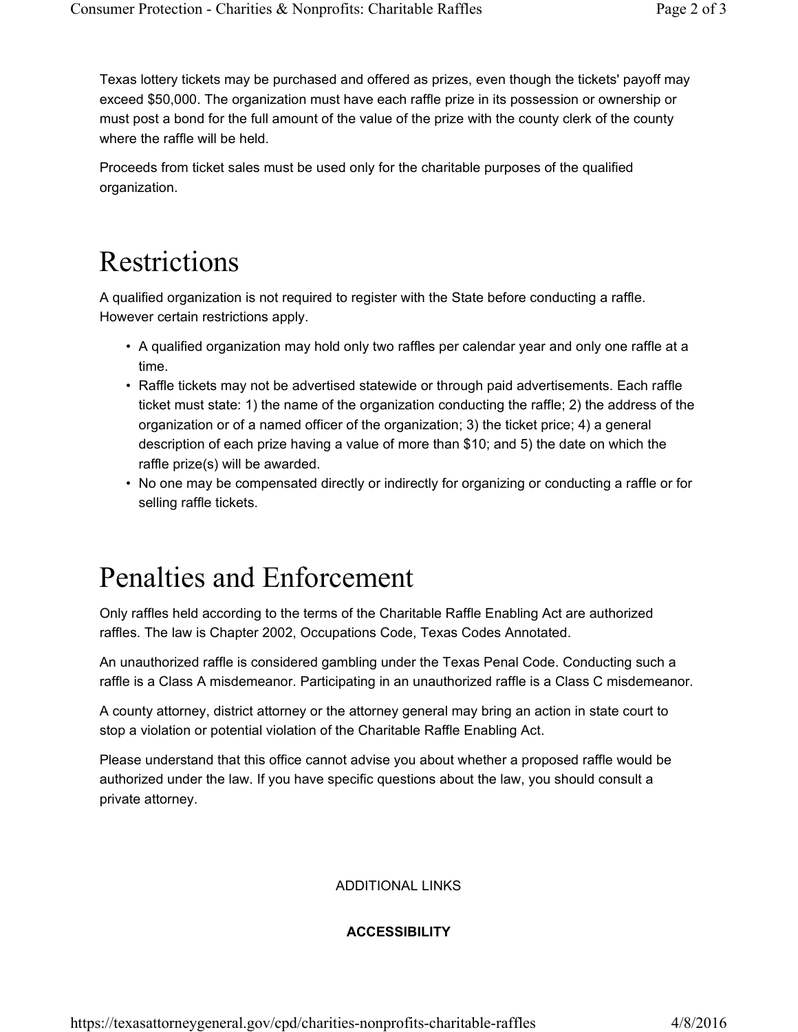Texas lottery tickets may be purchased and offered as prizes, even though the tickets' payoff may exceed $50,000. The organization must have each raffle prize in its possession or ownership or must post a bond for the full amount of the value of the prize with the county clerk of the county where the raffle will be held.

Proceeds from ticket sales must be used only for the charitable purposes of the qualified organization.

# Restrictions

A qualified organization is not required to register with the State before conducting a raffle. However certain restrictions apply.

- A qualified organization may hold only two raffles per calendar year and only one raffle at a time.
- Raffle tickets may not be advertised statewide or through paid advertisements. Each raffle ticket must state: 1) the name of the organization conducting the raffle; 2) the address of the organization or of a named officer of the organization; 3) the ticket price; 4) a general description of each prize having a value of more than $10; and 5) the date on which the raffle prize(s) will be awarded.
- No one may be compensated directly or indirectly for organizing or conducting a raffle or for selling raffle tickets.

# Penalties and Enforcement

Only raffles held according to the terms of the Charitable Raffle Enabling Act are authorized raffles. The law is Chapter 2002, Occupations Code, Texas Codes Annotated.

An unauthorized raffle is considered gambling under the Texas Penal Code. Conducting such a raffle is a Class A misdemeanor. Participating in an unauthorized raffle is a Class C misdemeanor.

A county attorney, district attorney or the attorney general may bring an action in state court to stop a violation or potential violation of the Charitable Raffle Enabling Act.

Please understand that this office cannot advise you about whether a proposed raffle would be authorized under the law. If you have specific questions about the law, you should consult a private attorney.

ADDITIONAL LINKS

**ACCESSIBILITY**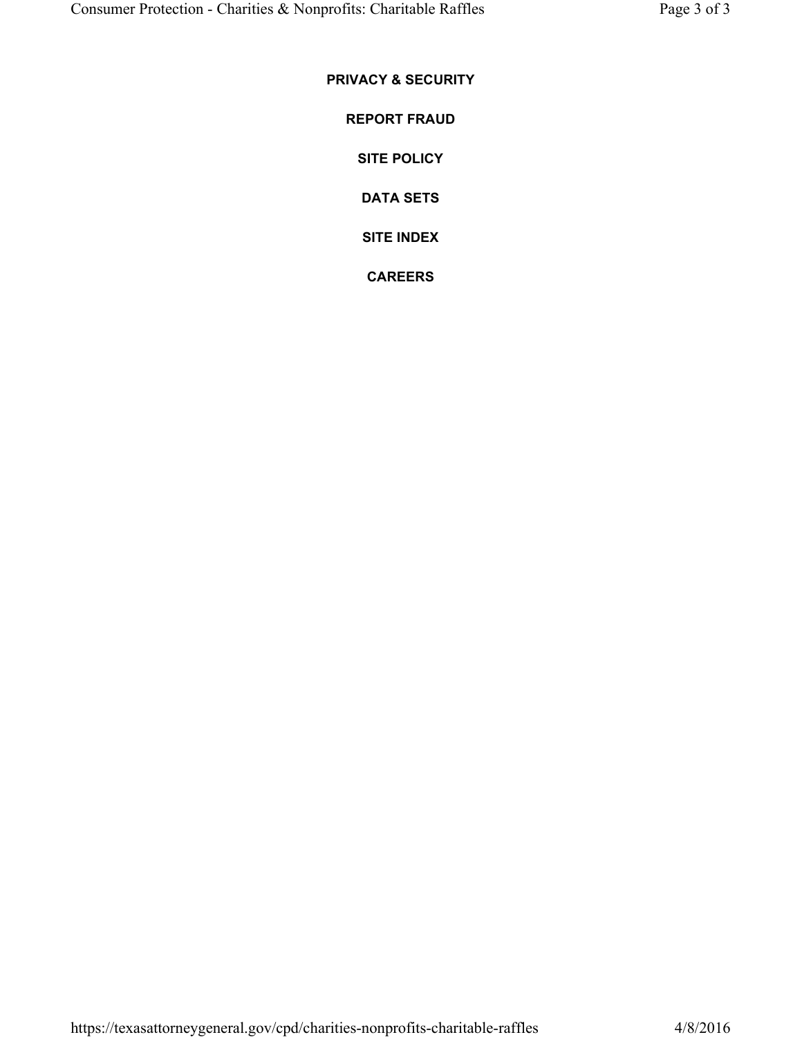**PRIVACY & SECURITY**

**REPORT FRAUD**

**SITE POLICY**

**DATA SETS**

**SITE INDEX**

**CAREERS**